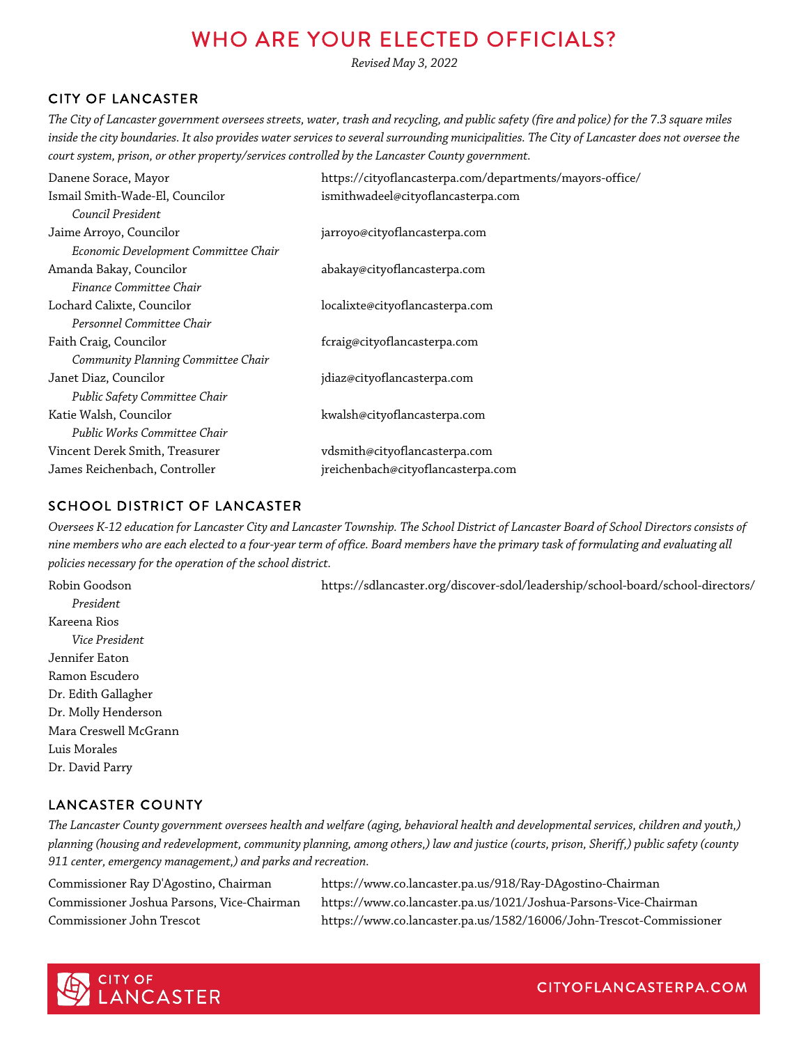# WHO ARE YOUR ELECTED OFFICIALS?

*Revised May 3, 2022*

## CITY OF LANCASTER

*The City of Lancaster government oversees streets, water, trash and recycling, and public safety (fire and police) for the 7.3 square miles inside the city boundaries. It also provides water services to several surrounding municipalities. The City of Lancaster does not oversee the court system, prison, or other property/services controlled by the Lancaster County government.*

| Name | Contact |
|---|---|
| Danene Sorace, Mayor | https://cityoflancasterpa.com/departments/mayors-office/ |
| Ismail Smith-Wade-El, Councilor<br>*Council President* | ismithwadeel@cityoflancasterpa.com |
| Jaime Arroyo, Councilor<br>*Economic Development Committee Chair* | jarroyo@cityoflancasterpa.com |
| Amanda Bakay, Councilor<br>*Finance Committee Chair* | abakay@cityoflancasterpa.com |
| Lochard Calixte, Councilor<br>*Personnel Committee Chair* | localixte@cityoflancasterpa.com |
| Faith Craig, Councilor<br>*Community Planning Committee Chair* | fcraig@cityoflancasterpa.com |
| Janet Diaz, Councilor<br>*Public Safety Committee Chair* | jdiaz@cityoflancasterpa.com |
| Katie Walsh, Councilor<br>*Public Works Committee Chair* | kwalsh@cityoflancasterpa.com |
| Vincent Derek Smith, Treasurer | vdsmith@cityoflancasterpa.com |
| James Reichenbach, Controller | jreichenbach@cityoflancasterpa.com |

## SCHOOL DISTRICT OF LANCASTER

*Oversees K-12 education for Lancaster City and Lancaster Township. The School District of Lancaster Board of School Directors consists of nine members who are each elected to a four-year term of office. Board members have the primary task of formulating and evaluating all policies necessary for the operation of the school district.*

https://sdlancaster.org/discover-sdol/leadership/school-board/school-directors/

- Robin Goodson
  *President*
- Kareena Rios
  *Vice President*
- Jennifer Eaton
- Ramon Escudero
- Dr. Edith Gallagher
- Dr. Molly Henderson
- Mara Creswell McGrann
- Luis Morales
- Dr. David Parry

## LANCASTER COUNTY

*The Lancaster County government oversees health and welfare (aging, behavioral health and developmental services, children and youth,) planning (housing and redevelopment, community planning, among others,) law and justice (courts, prison, Sheriff,) public safety (county 911 center, emergency management,) and parks and recreation.*

| Name | Contact |
|---|---|
| Commissioner Ray D'Agostino, Chairman | https://www.co.lancaster.pa.us/918/Ray-DAgostino-Chairman |
| Commissioner Joshua Parsons, Vice-Chairman | https://www.co.lancaster.pa.us/1021/Joshua-Parsons-Vice-Chairman |
| Commissioner John Trescot | https://www.co.lancaster.pa.us/1582/16006/John-Trescot-Commissioner |

CITY OF LANCASTER

CITYOFLANCASTERPA.COM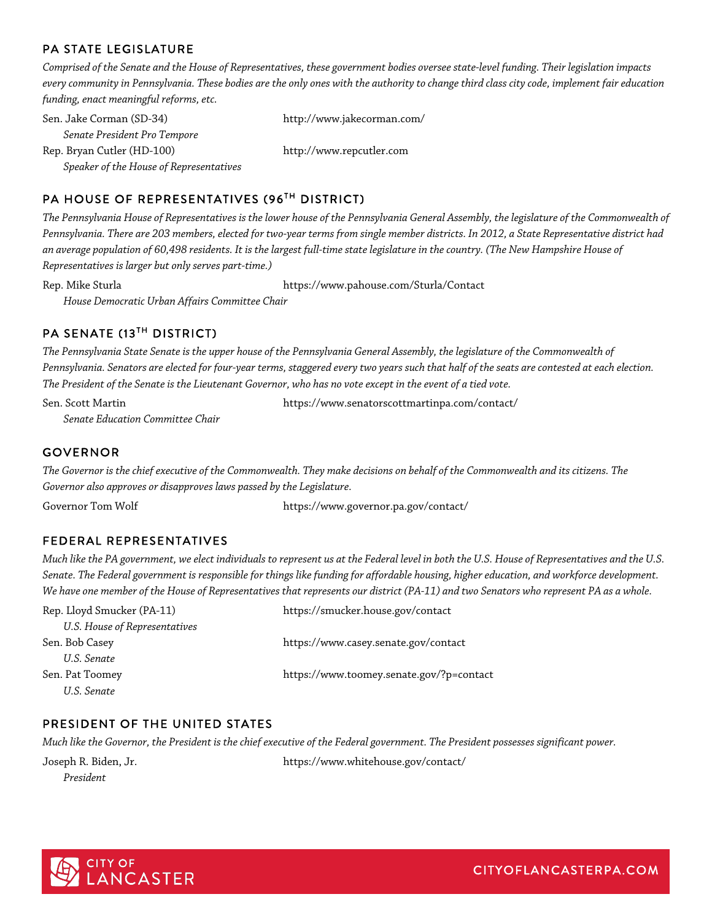## PA STATE LEGISLATURE

*Comprised of the Senate and the House of Representatives, these government bodies oversee state-level funding. Their legislation impacts every community in Pennsylvania. These bodies are the only ones with the authority to change third class city code, implement fair education funding, enact meaningful reforms, etc.*

Sen. Jake Corman (SD-34) http://www.jakecorman.com/
*Senate President Pro Tempore*

Rep. Bryan Cutler (HD-100) http://www.repcutler.com
*Speaker of the House of Representatives*

## PA HOUSE OF REPRESENTATIVES (96TH DISTRICT)

*The Pennsylvania House of Representatives is the lower house of the Pennsylvania General Assembly, the legislature of the Commonwealth of Pennsylvania. There are 203 members, elected for two-year terms from single member districts. In 2012, a State Representative district had an average population of 60,498 residents. It is the largest full-time state legislature in the country. (The New Hampshire House of Representatives is larger but only serves part-time.)*

Rep. Mike Sturla https://www.pahouse.com/Sturla/Contact
*House Democratic Urban Affairs Committee Chair*

## PA SENATE (13TH DISTRICT)

*The Pennsylvania State Senate is the upper house of the Pennsylvania General Assembly, the legislature of the Commonwealth of Pennsylvania. Senators are elected for four-year terms, staggered every two years such that half of the seats are contested at each election. The President of the Senate is the Lieutenant Governor, who has no vote except in the event of a tied vote.*

Sen. Scott Martin https://www.senatorscottmartinpa.com/contact/
*Senate Education Committee Chair*

## GOVERNOR

*The Governor is the chief executive of the Commonwealth. They make decisions on behalf of the Commonwealth and its citizens. The Governor also approves or disapproves laws passed by the Legislature.*

Governor Tom Wolf https://www.governor.pa.gov/contact/

## FEDERAL REPRESENTATIVES

*Much like the PA government, we elect individuals to represent us at the Federal level in both the U.S. House of Representatives and the U.S. Senate. The Federal government is responsible for things like funding for affordable housing, higher education, and workforce development. We have one member of the House of Representatives that represents our district (PA-11) and two Senators who represent PA as a whole.*

Rep. Lloyd Smucker (PA-11) https://smucker.house.gov/contact
*U.S. House of Representatives*

Sen. Bob Casey https://www.casey.senate.gov/contact
*U.S. Senate*

Sen. Pat Toomey https://www.toomey.senate.gov/?p=contact
*U.S. Senate*

## PRESIDENT OF THE UNITED STATES

*Much like the Governor, the President is the chief executive of the Federal government. The President possesses significant power.*

Joseph R. Biden, Jr. https://www.whitehouse.gov/contact/
*President*

CITY OF LANCASTER

CITYOFLANCASTERPA.COM